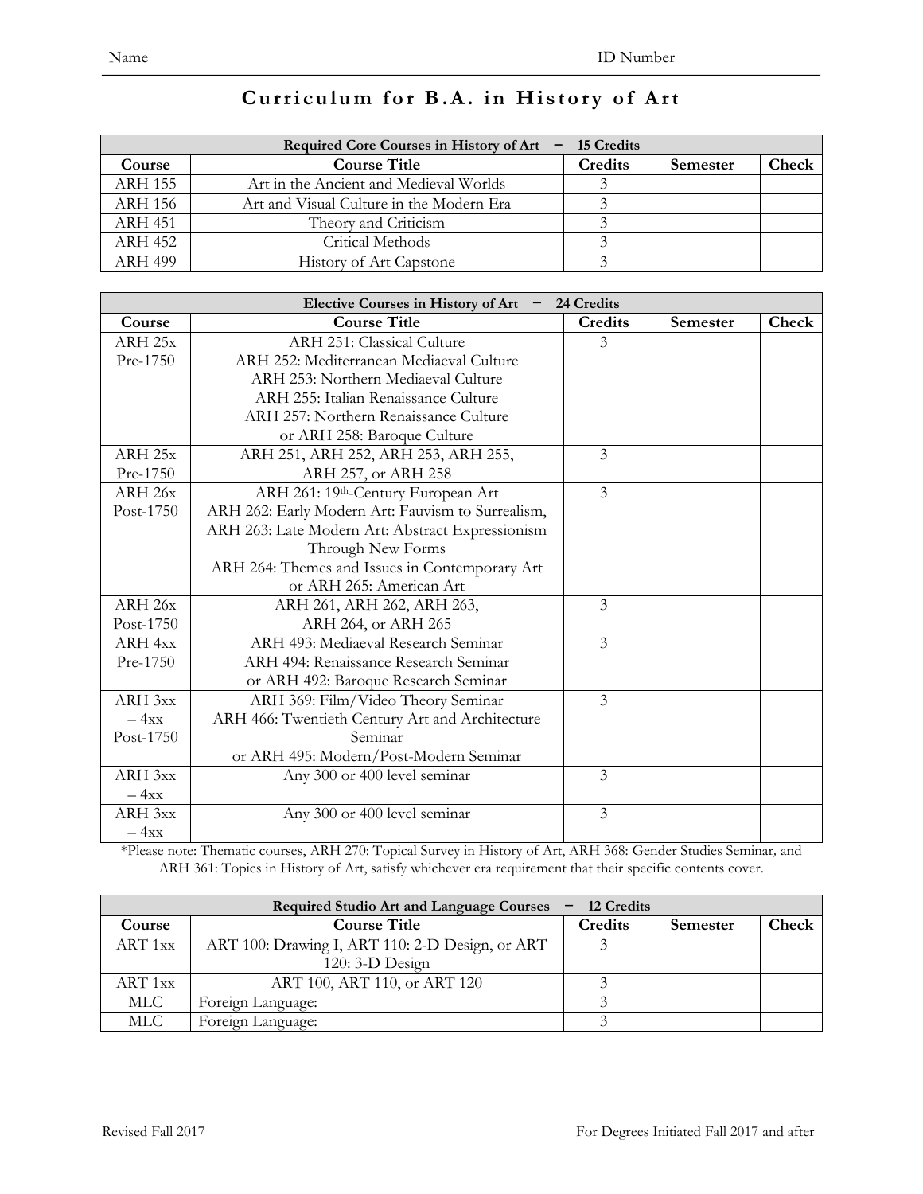Name ID Number

# Curriculum for B.A. in History of Art

| Required Core Courses in History of Art – 15 Credits | | | | |
|---|---|---|---|---|
| **Course** | **Course Title** | **Credits** | **Semester** | **Check** |
| ARH 155 | Art in the Ancient and Medieval Worlds | 3 | | |
| ARH 156 | Art and Visual Culture in the Modern Era | 3 | | |
| ARH 451 | Theory and Criticism | 3 | | |
| ARH 452 | Critical Methods | 3 | | |
| ARH 499 | History of Art Capstone | 3 | | |

| Elective Courses in History of Art – 24 Credits | | | | |
|---|---|---|---|---|
| **Course** | **Course Title** | **Credits** | **Semester** | **Check** |
| ARH 25x Pre-1750 | ARH 251: Classical Culture<br>ARH 252: Mediterranean Mediaeval Culture<br>ARH 253: Northern Mediaeval Culture<br>ARH 255: Italian Renaissance Culture<br>ARH 257: Northern Renaissance Culture<br>or ARH 258: Baroque Culture | 3 | | |
| ARH 25x Pre-1750 | ARH 251, ARH 252, ARH 253, ARH 255, ARH 257, or ARH 258 | 3 | | |
| ARH 26x Post-1750 | ARH 261: 19th-Century European Art<br>ARH 262: Early Modern Art: Fauvism to Surrealism,<br>ARH 263: Late Modern Art: Abstract Expressionism Through New Forms<br>ARH 264: Themes and Issues in Contemporary Art<br>or ARH 265: American Art | 3 | | |
| ARH 26x Post-1750 | ARH 261, ARH 262, ARH 263, ARH 264, or ARH 265 | 3 | | |
| ARH 4xx Pre-1750 | ARH 493: Mediaeval Research Seminar<br>ARH 494: Renaissance Research Seminar<br>or ARH 492: Baroque Research Seminar | 3 | | |
| ARH 3xx – 4xx Post-1750 | ARH 369: Film/Video Theory Seminar<br>ARH 466: Twentieth Century Art and Architecture Seminar<br>or ARH 495: Modern/Post-Modern Seminar | 3 | | |
| ARH 3xx – 4xx | Any 300 or 400 level seminar | 3 | | |
| ARH 3xx – 4xx | Any 300 or 400 level seminar | 3 | | |

*Please note: Thematic courses, ARH 270: Topical Survey in History of Art, ARH 368: Gender Studies Seminar, and ARH 361: Topics in History of Art, satisfy whichever era requirement that their specific contents cover.

| Required Studio Art and Language Courses – 12 Credits | | | | |
|---|---|---|---|---|
| **Course** | **Course Title** | **Credits** | **Semester** | **Check** |
| ART 1xx | ART 100: Drawing I, ART 110: 2-D Design, or ART 120: 3-D Design | 3 | | |
| ART 1xx | ART 100, ART 110, or ART 120 | 3 | | |
| MLC | Foreign Language: | 3 | | |
| MLC | Foreign Language: | 3 | | |

Revised Fall 2017 For Degrees Initiated Fall 2017 and after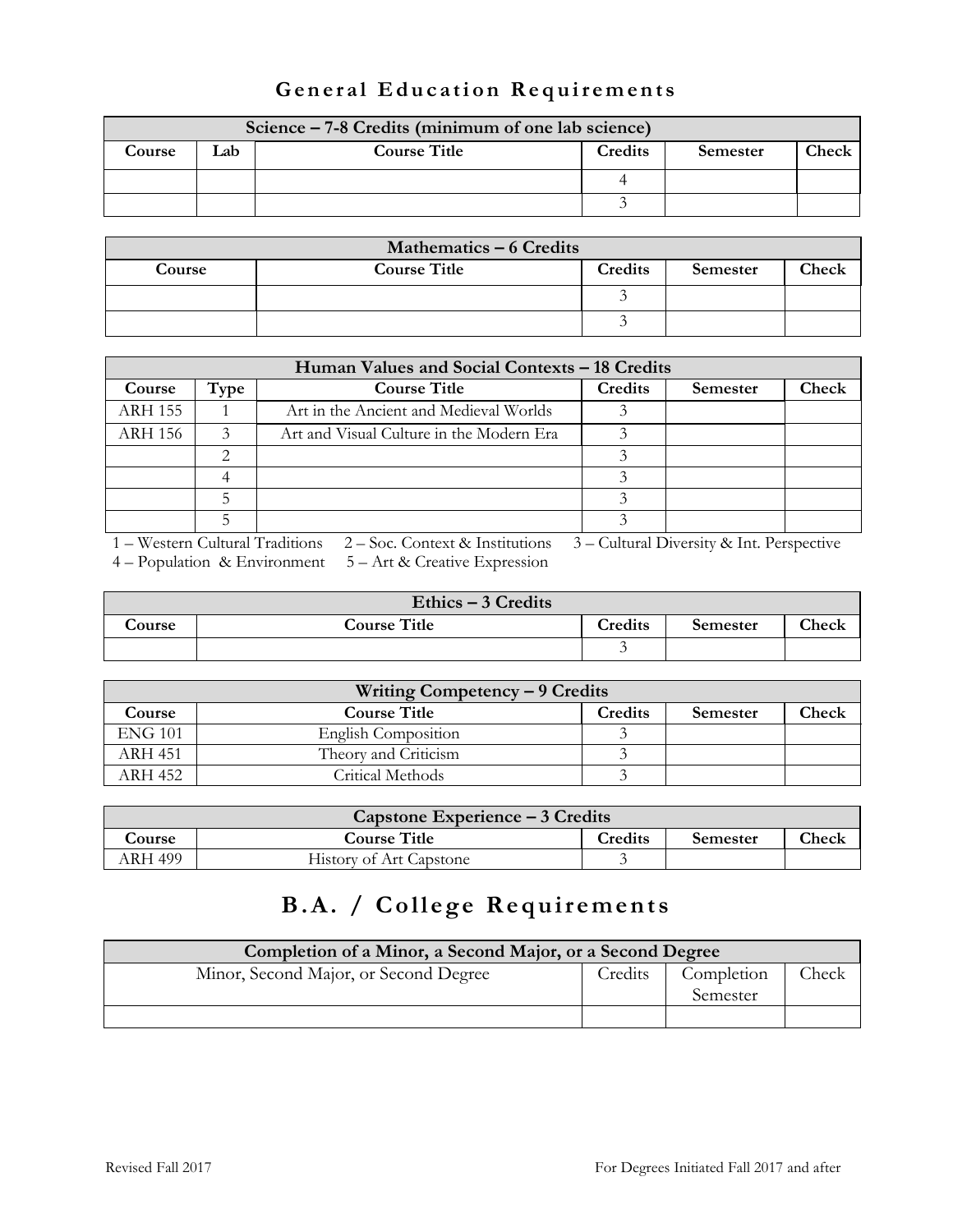# General Education Requirements

| Science – 7-8 Credits (minimum of one lab science) | | | | | |
|---|---|---|---|---|---|
| Course | Lab | Course Title | Credits | Semester | Check |
| | | | 4 | | |
| | | | 3 | | |

| Mathematics – 6 Credits | | | | |
|---|---|---|---|---|
| Course | Course Title | Credits | Semester | Check |
| | | 3 | | |
| | | 3 | | |

| Human Values and Social Contexts – 18 Credits | | | | | |
|---|---|---|---|---|---|
| Course | Type | Course Title | Credits | Semester | Check |
| ARH 155 | 1 | Art in the Ancient and Medieval Worlds | 3 | | |
| ARH 156 | 3 | Art and Visual Culture in the Modern Era | 3 | | |
| | 2 | | 3 | | |
| | 4 | | 3 | | |
| | 5 | | 3 | | |
| | 5 | | 3 | | |

1 – Western Cultural Traditions  2 – Soc. Context & Institutions  3 – Cultural Diversity & Int. Perspective
4 – Population & Environment  5 – Art & Creative Expression

| Ethics – 3 Credits | | | | |
|---|---|---|---|---|
| Course | Course Title | Credits | Semester | Check |
| | | 3 | | |

| Writing Competency – 9 Credits | | | | |
|---|---|---|---|---|
| Course | Course Title | Credits | Semester | Check |
| ENG 101 | English Composition | 3 | | |
| ARH 451 | Theory and Criticism | 3 | | |
| ARH 452 | Critical Methods | 3 | | |

| Capstone Experience – 3 Credits | | | | |
|---|---|---|---|---|
| Course | Course Title | Credits | Semester | Check |
| ARH 499 | History of Art Capstone | 3 | | |

# B.A. / College Requirements

| Completion of a Minor, a Second Major, or a Second Degree | | | |
|---|---|---|---|
| Minor, Second Major, or Second Degree | Credits | Completion Semester | Check |
| | | | |

Revised Fall 2017  For Degrees Initiated Fall 2017 and after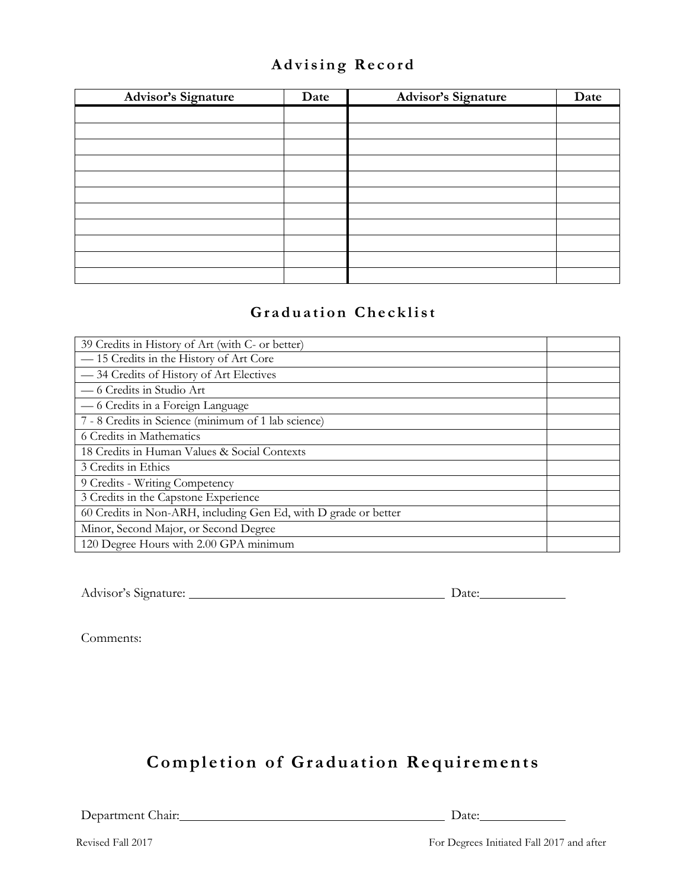## Advising Record

| Advisor's Signature | Date | Advisor's Signature | Date |
|---|---|---|---|
| | | | |
| | | | |
| | | | |
| | | | |
| | | | |
| | | | |
| | | | |
| | | | |
| | | | |
| | | | |
| | | | |

## Graduation Checklist

| | |
|---|---|
| 39 Credits in History of Art (with C- or better) | |
| — 15 Credits in the History of Art Core | |
| — 34 Credits of History of Art Electives | |
| — 6 Credits in Studio Art | |
| — 6 Credits in a Foreign Language | |
| 7 - 8 Credits in Science (minimum of 1 lab science) | |
| 6 Credits in Mathematics | |
| 18 Credits in Human Values & Social Contexts | |
| 3 Credits in Ethics | |
| 9 Credits - Writing Competency | |
| 3 Credits in the Capstone Experience | |
| 60 Credits in Non-ARH, including Gen Ed, with D grade or better | |
| Minor, Second Major, or Second Degree | |
| 120 Degree Hours with 2.00 GPA minimum | |

Advisor's Signature: ______________________________ Date:__________

Comments:

# Completion of Graduation Requirements

Department Chair:______________________________ Date:__________

Revised Fall 2017

For Degrees Initiated Fall 2017 and after